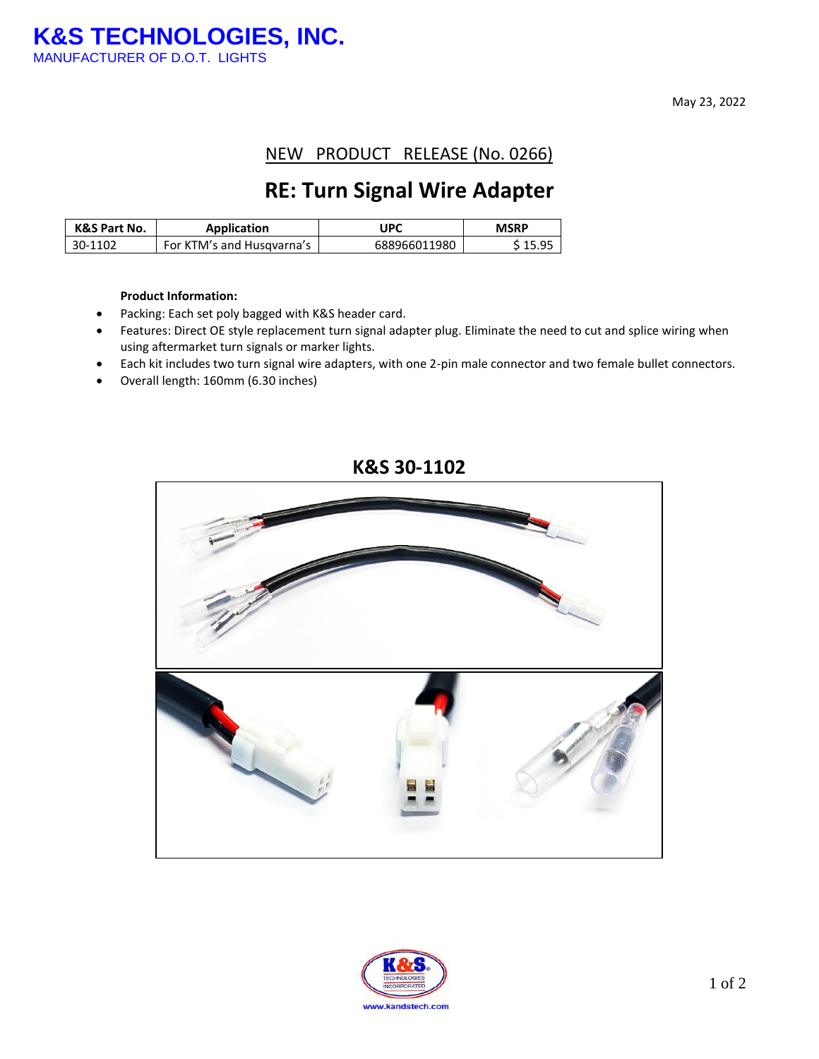# K&S TECHNOLOGIES, INC.

MANUFACTURER OF D.O.T. LIGHTS

May 23, 2022

NEW PRODUCT RELEASE (No. 0266)

## RE: Turn Signal Wire Adapter

| K&S Part No. | Application | UPC | MSRP |
|---|---|---|---|
| 30-1102 | For KTM's and Husqvarna's | 688966011980 | $ 15.95 |

**Product Information:**

- Packing: Each set poly bagged with K&S header card.
- Features: Direct OE style replacement turn signal adapter plug. Eliminate the need to cut and splice wiring when using aftermarket turn signals or marker lights.
- Each kit includes two turn signal wire adapters, with one 2-pin male connector and two female bullet connectors.
- Overall length: 160mm (6.30 inches)

**K&S 30-1102**

K&S TECHNOLOGIES INCORPORATED

www.kandstech.com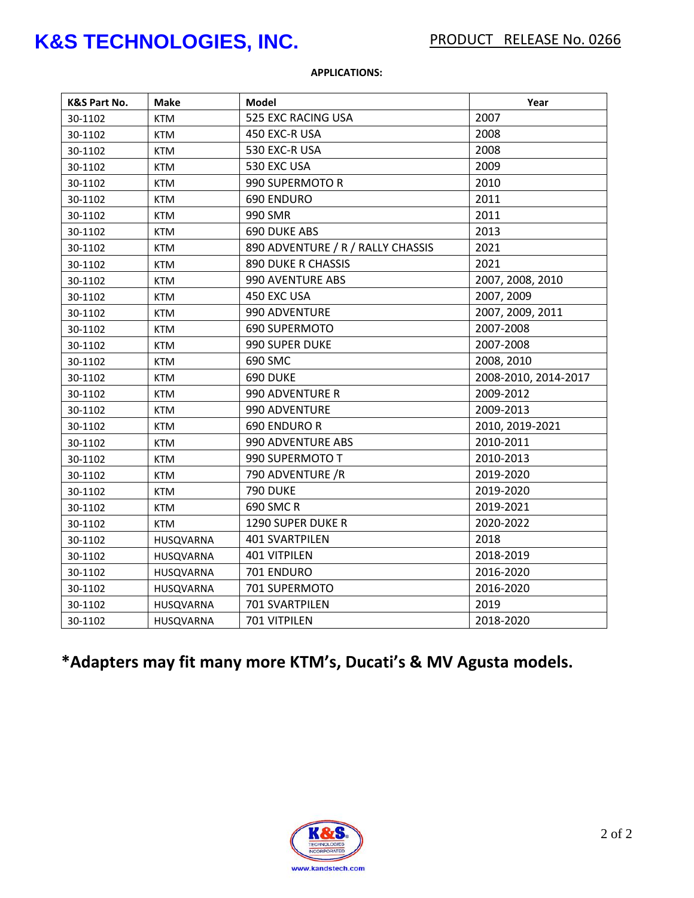# K&S TECHNOLOGIES, INC.

PRODUCT RELEASE No. 0266

**APPLICATIONS:**

| K&S Part No. | Make | Model | Year |
|---|---|---|---|
| 30-1102 | KTM | 525 EXC RACING USA | 2007 |
| 30-1102 | KTM | 450 EXC-R USA | 2008 |
| 30-1102 | KTM | 530 EXC-R USA | 2008 |
| 30-1102 | KTM | 530 EXC USA | 2009 |
| 30-1102 | KTM | 990 SUPERMOTO R | 2010 |
| 30-1102 | KTM | 690 ENDURO | 2011 |
| 30-1102 | KTM | 990 SMR | 2011 |
| 30-1102 | KTM | 690 DUKE ABS | 2013 |
| 30-1102 | KTM | 890 ADVENTURE / R / RALLY CHASSIS | 2021 |
| 30-1102 | KTM | 890 DUKE R CHASSIS | 2021 |
| 30-1102 | KTM | 990 AVENTURE ABS | 2007, 2008, 2010 |
| 30-1102 | KTM | 450 EXC USA | 2007, 2009 |
| 30-1102 | KTM | 990 ADVENTURE | 2007, 2009, 2011 |
| 30-1102 | KTM | 690 SUPERMOTO | 2007-2008 |
| 30-1102 | KTM | 990 SUPER DUKE | 2007-2008 |
| 30-1102 | KTM | 690 SMC | 2008, 2010 |
| 30-1102 | KTM | 690 DUKE | 2008-2010, 2014-2017 |
| 30-1102 | KTM | 990 ADVENTURE R | 2009-2012 |
| 30-1102 | KTM | 990 ADVENTURE | 2009-2013 |
| 30-1102 | KTM | 690 ENDURO R | 2010, 2019-2021 |
| 30-1102 | KTM | 990 ADVENTURE ABS | 2010-2011 |
| 30-1102 | KTM | 990 SUPERMOTO T | 2010-2013 |
| 30-1102 | KTM | 790 ADVENTURE /R | 2019-2020 |
| 30-1102 | KTM | 790 DUKE | 2019-2020 |
| 30-1102 | KTM | 690 SMC R | 2019-2021 |
| 30-1102 | KTM | 1290 SUPER DUKE R | 2020-2022 |
| 30-1102 | HUSQVARNA | 401 SVARTPILEN | 2018 |
| 30-1102 | HUSQVARNA | 401 VITPILEN | 2018-2019 |
| 30-1102 | HUSQVARNA | 701 ENDURO | 2016-2020 |
| 30-1102 | HUSQVARNA | 701 SUPERMOTO | 2016-2020 |
| 30-1102 | HUSQVARNA | 701 SVARTPILEN | 2019 |
| 30-1102 | HUSQVARNA | 701 VITPILEN | 2018-2020 |

**\*Adapters may fit many more KTM's, Ducati's & MV Agusta models.**

www.kandstech.com